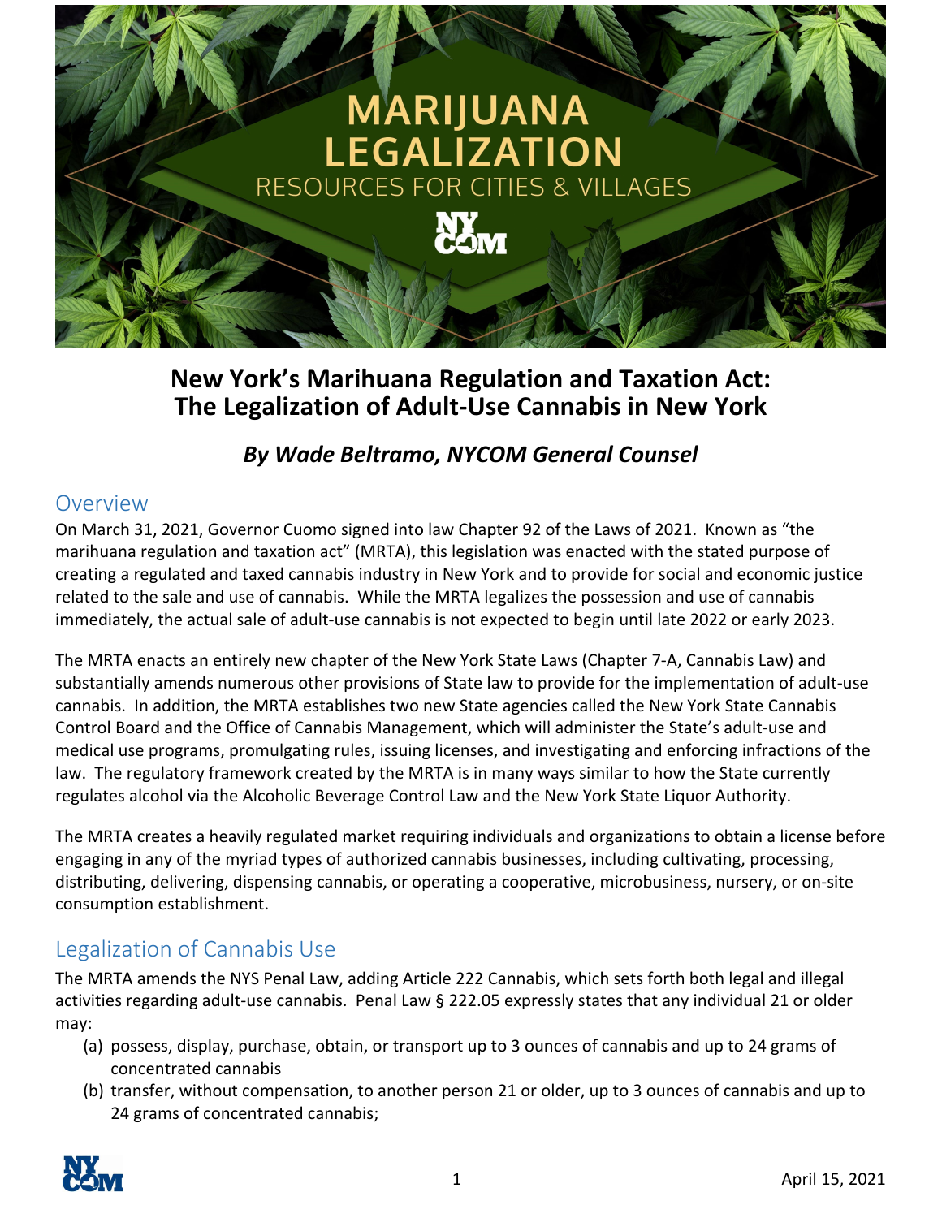# MARIJUANA LEGALIZATION

RESOURCES FOR CITIES & VILLAGES

# New York's Marihuana Regulation and Taxation Act: The Legalization of Adult-Use Cannabis in New York

***By Wade Beltramo, NYCOM General Counsel***

## Overview

On March 31, 2021, Governor Cuomo signed into law Chapter 92 of the Laws of 2021. Known as "the marihuana regulation and taxation act" (MRTA), this legislation was enacted with the stated purpose of creating a regulated and taxed cannabis industry in New York and to provide for social and economic justice related to the sale and use of cannabis. While the MRTA legalizes the possession and use of cannabis immediately, the actual sale of adult-use cannabis is not expected to begin until late 2022 or early 2023.

The MRTA enacts an entirely new chapter of the New York State Laws (Chapter 7-A, Cannabis Law) and substantially amends numerous other provisions of State law to provide for the implementation of adult-use cannabis. In addition, the MRTA establishes two new State agencies called the New York State Cannabis Control Board and the Office of Cannabis Management, which will administer the State's adult-use and medical use programs, promulgating rules, issuing licenses, and investigating and enforcing infractions of the law. The regulatory framework created by the MRTA is in many ways similar to how the State currently regulates alcohol via the Alcoholic Beverage Control Law and the New York State Liquor Authority.

The MRTA creates a heavily regulated market requiring individuals and organizations to obtain a license before engaging in any of the myriad types of authorized cannabis businesses, including cultivating, processing, distributing, delivering, dispensing cannabis, or operating a cooperative, microbusiness, nursery, or on-site consumption establishment.

## Legalization of Cannabis Use

The MRTA amends the NYS Penal Law, adding Article 222 Cannabis, which sets forth both legal and illegal activities regarding adult-use cannabis. Penal Law § 222.05 expressly states that any individual 21 or older may:

(a) possess, display, purchase, obtain, or transport up to 3 ounces of cannabis and up to 24 grams of concentrated cannabis

(b) transfer, without compensation, to another person 21 or older, up to 3 ounces of cannabis and up to 24 grams of concentrated cannabis;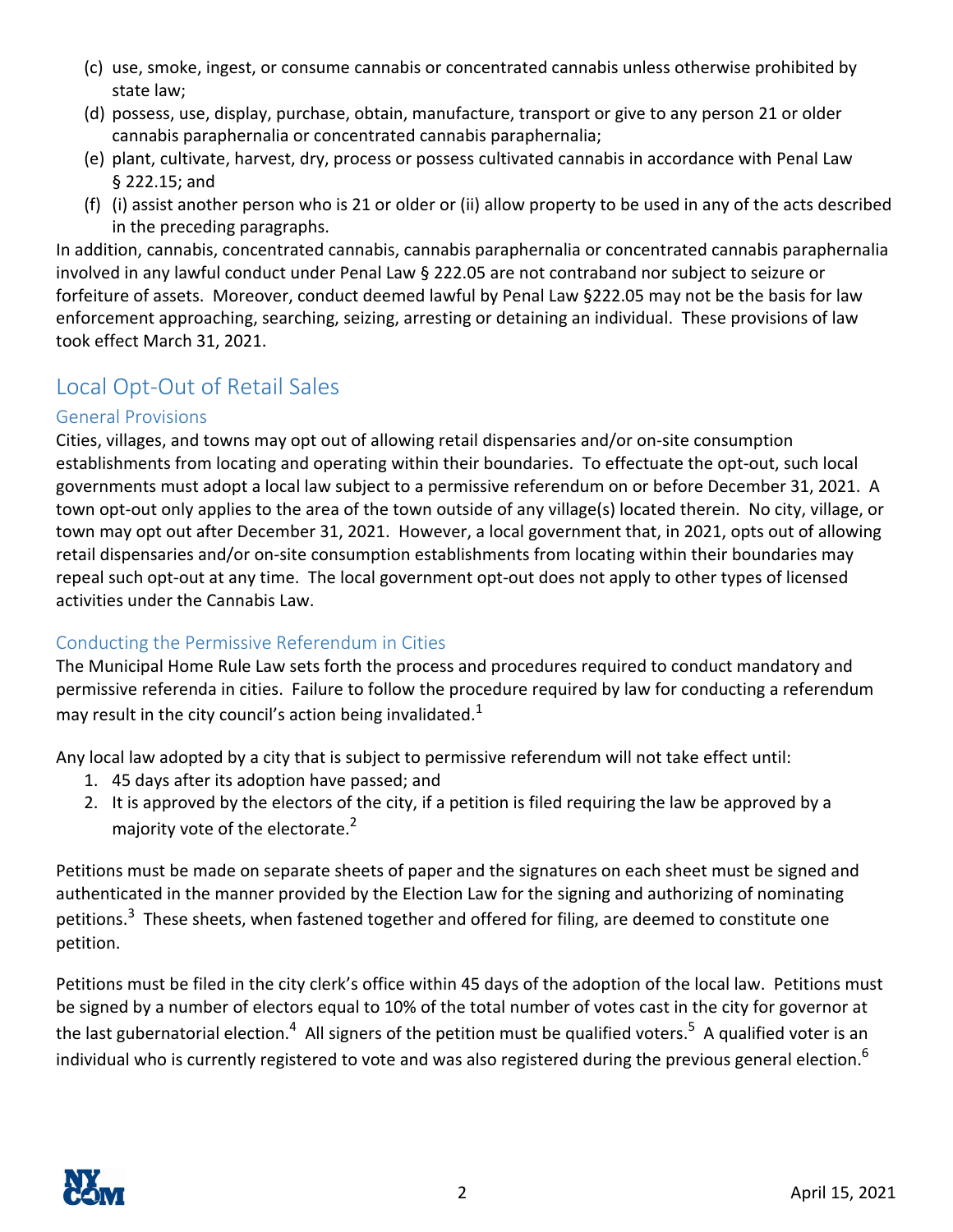(c) use, smoke, ingest, or consume cannabis or concentrated cannabis unless otherwise prohibited by state law;

(d) possess, use, display, purchase, obtain, manufacture, transport or give to any person 21 or older cannabis paraphernalia or concentrated cannabis paraphernalia;

(e) plant, cultivate, harvest, dry, process or possess cultivated cannabis in accordance with Penal Law § 222.15; and

(f) (i) assist another person who is 21 or older or (ii) allow property to be used in any of the acts described in the preceding paragraphs.

In addition, cannabis, concentrated cannabis, cannabis paraphernalia or concentrated cannabis paraphernalia involved in any lawful conduct under Penal Law § 222.05 are not contraband nor subject to seizure or forfeiture of assets. Moreover, conduct deemed lawful by Penal Law §222.05 may not be the basis for law enforcement approaching, searching, seizing, arresting or detaining an individual. These provisions of law took effect March 31, 2021.

## Local Opt-Out of Retail Sales

### General Provisions

Cities, villages, and towns may opt out of allowing retail dispensaries and/or on-site consumption establishments from locating and operating within their boundaries. To effectuate the opt-out, such local governments must adopt a local law subject to a permissive referendum on or before December 31, 2021. A town opt-out only applies to the area of the town outside of any village(s) located therein. No city, village, or town may opt out after December 31, 2021. However, a local government that, in 2021, opts out of allowing retail dispensaries and/or on-site consumption establishments from locating within their boundaries may repeal such opt-out at any time. The local government opt-out does not apply to other types of licensed activities under the Cannabis Law.

### Conducting the Permissive Referendum in Cities

The Municipal Home Rule Law sets forth the process and procedures required to conduct mandatory and permissive referenda in cities. Failure to follow the procedure required by law for conducting a referendum may result in the city council's action being invalidated.[1]

Any local law adopted by a city that is subject to permissive referendum will not take effect until:

1. 45 days after its adoption have passed; and
2. It is approved by the electors of the city, if a petition is filed requiring the law be approved by a majority vote of the electorate.[2]

Petitions must be made on separate sheets of paper and the signatures on each sheet must be signed and authenticated in the manner provided by the Election Law for the signing and authorizing of nominating petitions.[3] These sheets, when fastened together and offered for filing, are deemed to constitute one petition.

Petitions must be filed in the city clerk's office within 45 days of the adoption of the local law. Petitions must be signed by a number of electors equal to 10% of the total number of votes cast in the city for governor at the last gubernatorial election.[4] All signers of the petition must be qualified voters.[5] A qualified voter is an individual who is currently registered to vote and was also registered during the previous general election.[6]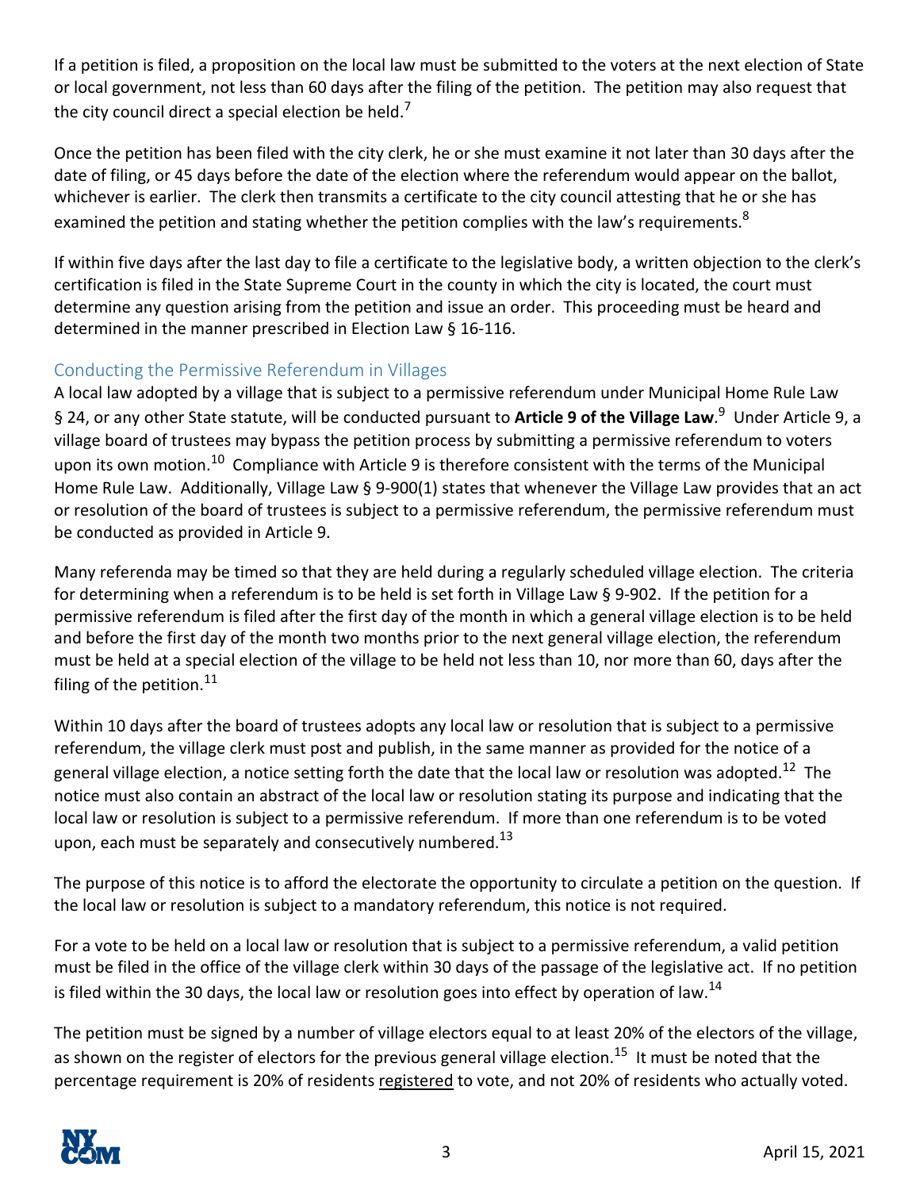If a petition is filed, a proposition on the local law must be submitted to the voters at the next election of State or local government, not less than 60 days after the filing of the petition. The petition may also request that the city council direct a special election be held.[7]

Once the petition has been filed with the city clerk, he or she must examine it not later than 30 days after the date of filing, or 45 days before the date of the election where the referendum would appear on the ballot, whichever is earlier. The clerk then transmits a certificate to the city council attesting that he or she has examined the petition and stating whether the petition complies with the law's requirements.[8]

If within five days after the last day to file a certificate to the legislative body, a written objection to the clerk's certification is filed in the State Supreme Court in the county in which the city is located, the court must determine any question arising from the petition and issue an order. This proceeding must be heard and determined in the manner prescribed in Election Law § 16-116.

## Conducting the Permissive Referendum in Villages

A local law adopted by a village that is subject to a permissive referendum under Municipal Home Rule Law § 24, or any other State statute, will be conducted pursuant to **Article 9 of the Village Law**.[9] Under Article 9, a village board of trustees may bypass the petition process by submitting a permissive referendum to voters upon its own motion.[10] Compliance with Article 9 is therefore consistent with the terms of the Municipal Home Rule Law. Additionally, Village Law § 9-900(1) states that whenever the Village Law provides that an act or resolution of the board of trustees is subject to a permissive referendum, the permissive referendum must be conducted as provided in Article 9.

Many referenda may be timed so that they are held during a regularly scheduled village election. The criteria for determining when a referendum is to be held is set forth in Village Law § 9-902. If the petition for a permissive referendum is filed after the first day of the month in which a general village election is to be held and before the first day of the month two months prior to the next general village election, the referendum must be held at a special election of the village to be held not less than 10, nor more than 60, days after the filing of the petition.[11]

Within 10 days after the board of trustees adopts any local law or resolution that is subject to a permissive referendum, the village clerk must post and publish, in the same manner as provided for the notice of a general village election, a notice setting forth the date that the local law or resolution was adopted.[12] The notice must also contain an abstract of the local law or resolution stating its purpose and indicating that the local law or resolution is subject to a permissive referendum. If more than one referendum is to be voted upon, each must be separately and consecutively numbered.[13]

The purpose of this notice is to afford the electorate the opportunity to circulate a petition on the question. If the local law or resolution is subject to a mandatory referendum, this notice is not required.

For a vote to be held on a local law or resolution that is subject to a permissive referendum, a valid petition must be filed in the office of the village clerk within 30 days of the passage of the legislative act. If no petition is filed within the 30 days, the local law or resolution goes into effect by operation of law.[14]

The petition must be signed by a number of village electors equal to at least 20% of the electors of the village, as shown on the register of electors for the previous general village election.[15] It must be noted that the percentage requirement is 20% of residents <u>registered</u> to vote, and not 20% of residents who actually voted.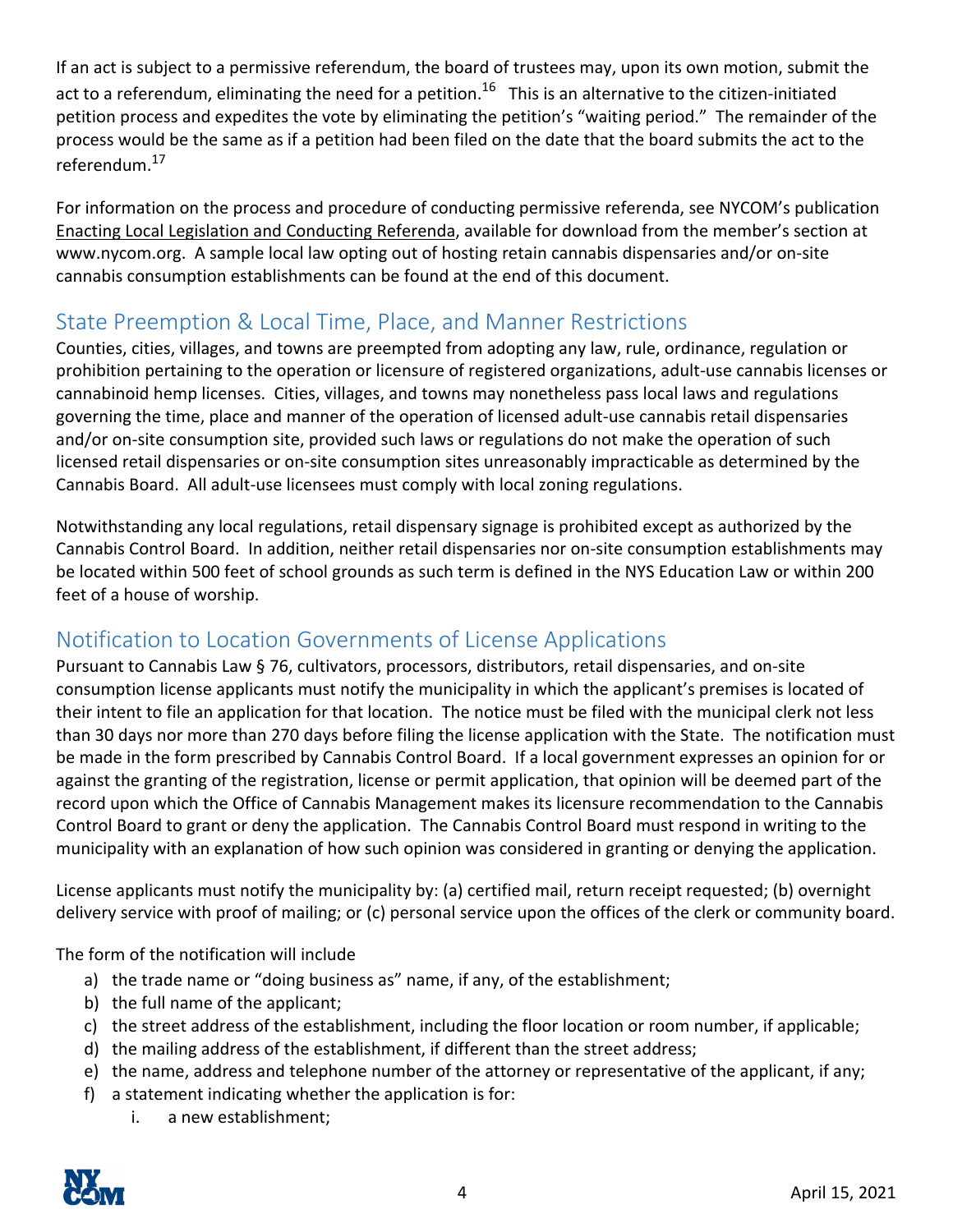If an act is subject to a permissive referendum, the board of trustees may, upon its own motion, submit the act to a referendum, eliminating the need for a petition.[16] This is an alternative to the citizen-initiated petition process and expedites the vote by eliminating the petition's "waiting period." The remainder of the process would be the same as if a petition had been filed on the date that the board submits the act to the referendum.[17]

For information on the process and procedure of conducting permissive referenda, see NYCOM's publication Enacting Local Legislation and Conducting Referenda, available for download from the member's section at www.nycom.org. A sample local law opting out of hosting retain cannabis dispensaries and/or on-site cannabis consumption establishments can be found at the end of this document.

## State Preemption & Local Time, Place, and Manner Restrictions

Counties, cities, villages, and towns are preempted from adopting any law, rule, ordinance, regulation or prohibition pertaining to the operation or licensure of registered organizations, adult-use cannabis licenses or cannabinoid hemp licenses. Cities, villages, and towns may nonetheless pass local laws and regulations governing the time, place and manner of the operation of licensed adult-use cannabis retail dispensaries and/or on-site consumption site, provided such laws or regulations do not make the operation of such licensed retail dispensaries or on-site consumption sites unreasonably impracticable as determined by the Cannabis Board. All adult-use licensees must comply with local zoning regulations.

Notwithstanding any local regulations, retail dispensary signage is prohibited except as authorized by the Cannabis Control Board. In addition, neither retail dispensaries nor on-site consumption establishments may be located within 500 feet of school grounds as such term is defined in the NYS Education Law or within 200 feet of a house of worship.

## Notification to Location Governments of License Applications

Pursuant to Cannabis Law § 76, cultivators, processors, distributors, retail dispensaries, and on-site consumption license applicants must notify the municipality in which the applicant's premises is located of their intent to file an application for that location. The notice must be filed with the municipal clerk not less than 30 days nor more than 270 days before filing the license application with the State. The notification must be made in the form prescribed by Cannabis Control Board. If a local government expresses an opinion for or against the granting of the registration, license or permit application, that opinion will be deemed part of the record upon which the Office of Cannabis Management makes its licensure recommendation to the Cannabis Control Board to grant or deny the application. The Cannabis Control Board must respond in writing to the municipality with an explanation of how such opinion was considered in granting or denying the application.

License applicants must notify the municipality by: (a) certified mail, return receipt requested; (b) overnight delivery service with proof of mailing; or (c) personal service upon the offices of the clerk or community board.

The form of the notification will include

a) the trade name or "doing business as" name, if any, of the establishment;
b) the full name of the applicant;
c) the street address of the establishment, including the floor location or room number, if applicable;
d) the mailing address of the establishment, if different than the street address;
e) the name, address and telephone number of the attorney or representative of the applicant, if any;
f) a statement indicating whether the application is for:
    i. a new establishment;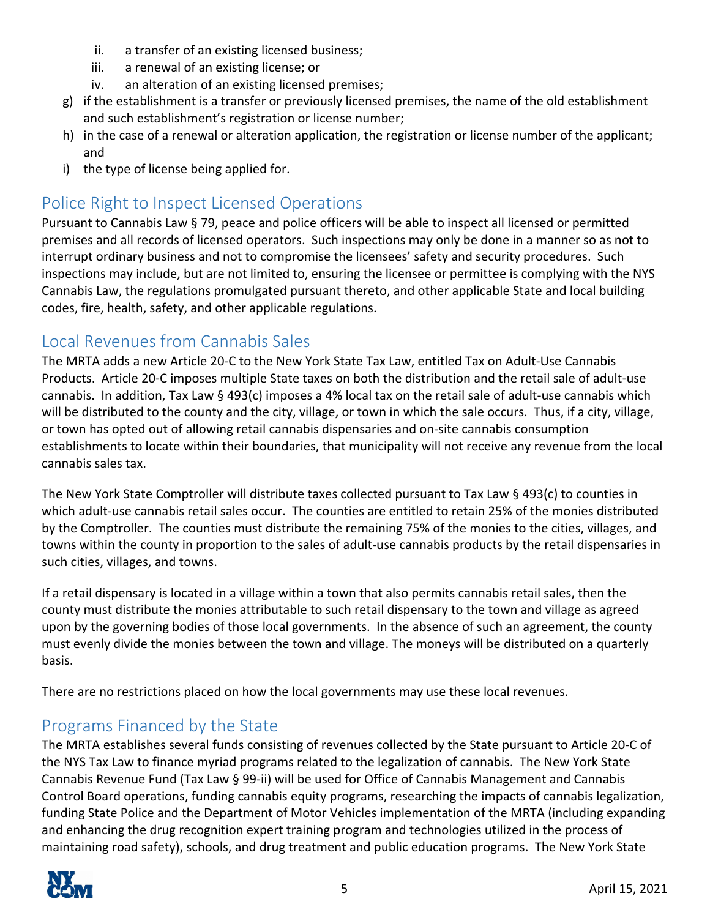ii. a transfer of an existing licensed business;
   iii. a renewal of an existing license; or
   iv. an alteration of an existing licensed premises;

g) if the establishment is a transfer or previously licensed premises, the name of the old establishment and such establishment's registration or license number;

h) in the case of a renewal or alteration application, the registration or license number of the applicant; and

i) the type of license being applied for.

## Police Right to Inspect Licensed Operations

Pursuant to Cannabis Law § 79, peace and police officers will be able to inspect all licensed or permitted premises and all records of licensed operators. Such inspections may only be done in a manner so as not to interrupt ordinary business and not to compromise the licensees' safety and security procedures. Such inspections may include, but are not limited to, ensuring the licensee or permittee is complying with the NYS Cannabis Law, the regulations promulgated pursuant thereto, and other applicable State and local building codes, fire, health, safety, and other applicable regulations.

## Local Revenues from Cannabis Sales

The MRTA adds a new Article 20-C to the New York State Tax Law, entitled Tax on Adult-Use Cannabis Products. Article 20-C imposes multiple State taxes on both the distribution and the retail sale of adult-use cannabis. In addition, Tax Law § 493(c) imposes a 4% local tax on the retail sale of adult-use cannabis which will be distributed to the county and the city, village, or town in which the sale occurs. Thus, if a city, village, or town has opted out of allowing retail cannabis dispensaries and on-site cannabis consumption establishments to locate within their boundaries, that municipality will not receive any revenue from the local cannabis sales tax.

The New York State Comptroller will distribute taxes collected pursuant to Tax Law § 493(c) to counties in which adult-use cannabis retail sales occur. The counties are entitled to retain 25% of the monies distributed by the Comptroller. The counties must distribute the remaining 75% of the monies to the cities, villages, and towns within the county in proportion to the sales of adult-use cannabis products by the retail dispensaries in such cities, villages, and towns.

If a retail dispensary is located in a village within a town that also permits cannabis retail sales, then the county must distribute the monies attributable to such retail dispensary to the town and village as agreed upon by the governing bodies of those local governments. In the absence of such an agreement, the county must evenly divide the monies between the town and village. The moneys will be distributed on a quarterly basis.

There are no restrictions placed on how the local governments may use these local revenues.

## Programs Financed by the State

The MRTA establishes several funds consisting of revenues collected by the State pursuant to Article 20-C of the NYS Tax Law to finance myriad programs related to the legalization of cannabis. The New York State Cannabis Revenue Fund (Tax Law § 99-ii) will be used for Office of Cannabis Management and Cannabis Control Board operations, funding cannabis equity programs, researching the impacts of cannabis legalization, funding State Police and the Department of Motor Vehicles implementation of the MRTA (including expanding and enhancing the drug recognition expert training program and technologies utilized in the process of maintaining road safety), schools, and drug treatment and public education programs. The New York State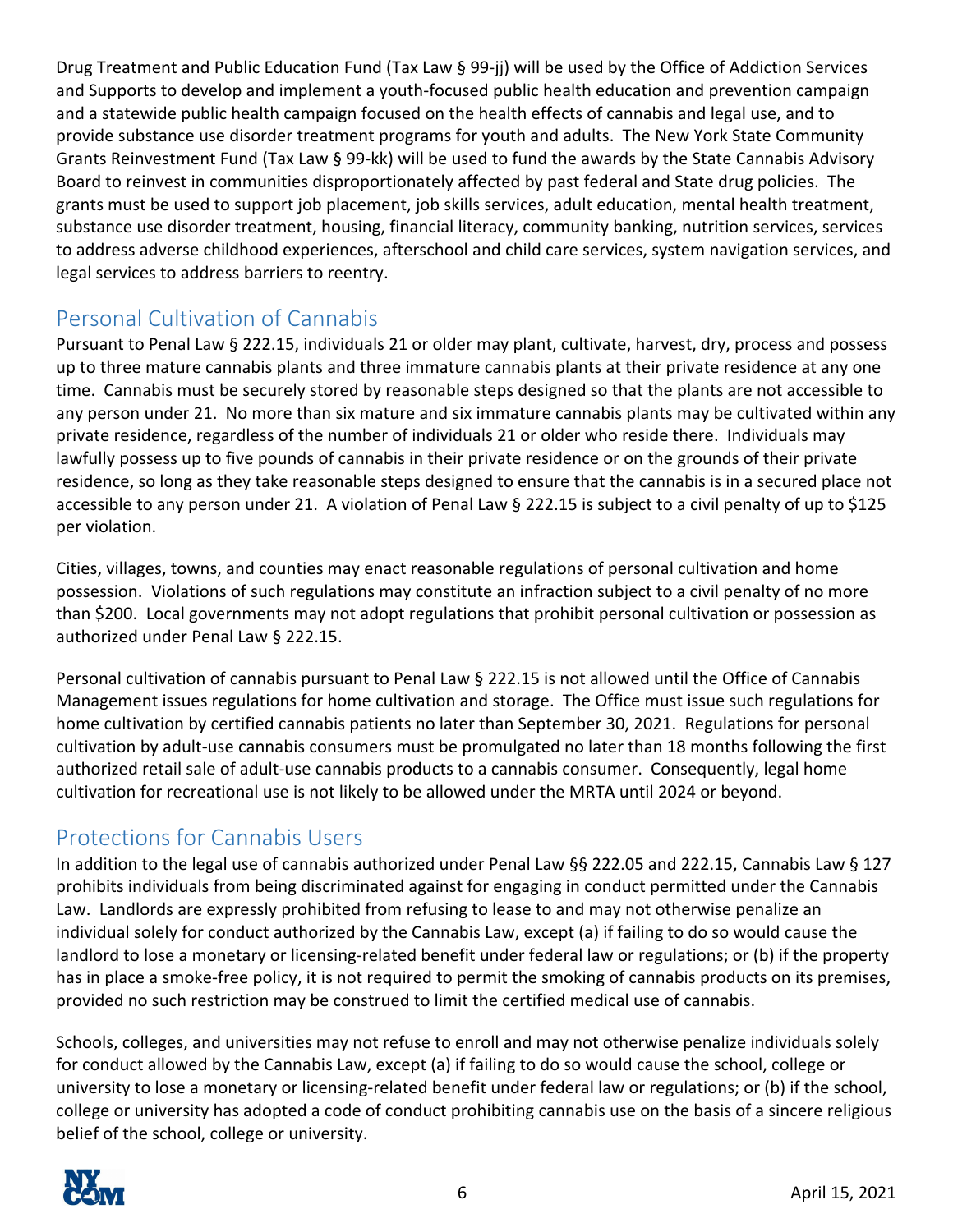Drug Treatment and Public Education Fund (Tax Law § 99-jj) will be used by the Office of Addiction Services and Supports to develop and implement a youth-focused public health education and prevention campaign and a statewide public health campaign focused on the health effects of cannabis and legal use, and to provide substance use disorder treatment programs for youth and adults. The New York State Community Grants Reinvestment Fund (Tax Law § 99-kk) will be used to fund the awards by the State Cannabis Advisory Board to reinvest in communities disproportionately affected by past federal and State drug policies. The grants must be used to support job placement, job skills services, adult education, mental health treatment, substance use disorder treatment, housing, financial literacy, community banking, nutrition services, services to address adverse childhood experiences, afterschool and child care services, system navigation services, and legal services to address barriers to reentry.

## Personal Cultivation of Cannabis

Pursuant to Penal Law § 222.15, individuals 21 or older may plant, cultivate, harvest, dry, process and possess up to three mature cannabis plants and three immature cannabis plants at their private residence at any one time. Cannabis must be securely stored by reasonable steps designed so that the plants are not accessible to any person under 21. No more than six mature and six immature cannabis plants may be cultivated within any private residence, regardless of the number of individuals 21 or older who reside there. Individuals may lawfully possess up to five pounds of cannabis in their private residence or on the grounds of their private residence, so long as they take reasonable steps designed to ensure that the cannabis is in a secured place not accessible to any person under 21. A violation of Penal Law § 222.15 is subject to a civil penalty of up to $125 per violation.

Cities, villages, towns, and counties may enact reasonable regulations of personal cultivation and home possession. Violations of such regulations may constitute an infraction subject to a civil penalty of no more than $200. Local governments may not adopt regulations that prohibit personal cultivation or possession as authorized under Penal Law § 222.15.

Personal cultivation of cannabis pursuant to Penal Law § 222.15 is not allowed until the Office of Cannabis Management issues regulations for home cultivation and storage. The Office must issue such regulations for home cultivation by certified cannabis patients no later than September 30, 2021. Regulations for personal cultivation by adult-use cannabis consumers must be promulgated no later than 18 months following the first authorized retail sale of adult-use cannabis products to a cannabis consumer. Consequently, legal home cultivation for recreational use is not likely to be allowed under the MRTA until 2024 or beyond.

## Protections for Cannabis Users

In addition to the legal use of cannabis authorized under Penal Law §§ 222.05 and 222.15, Cannabis Law § 127 prohibits individuals from being discriminated against for engaging in conduct permitted under the Cannabis Law. Landlords are expressly prohibited from refusing to lease to and may not otherwise penalize an individual solely for conduct authorized by the Cannabis Law, except (a) if failing to do so would cause the landlord to lose a monetary or licensing-related benefit under federal law or regulations; or (b) if the property has in place a smoke-free policy, it is not required to permit the smoking of cannabis products on its premises, provided no such restriction may be construed to limit the certified medical use of cannabis.

Schools, colleges, and universities may not refuse to enroll and may not otherwise penalize individuals solely for conduct allowed by the Cannabis Law, except (a) if failing to do so would cause the school, college or university to lose a monetary or licensing-related benefit under federal law or regulations; or (b) if the school, college or university has adopted a code of conduct prohibiting cannabis use on the basis of a sincere religious belief of the school, college or university.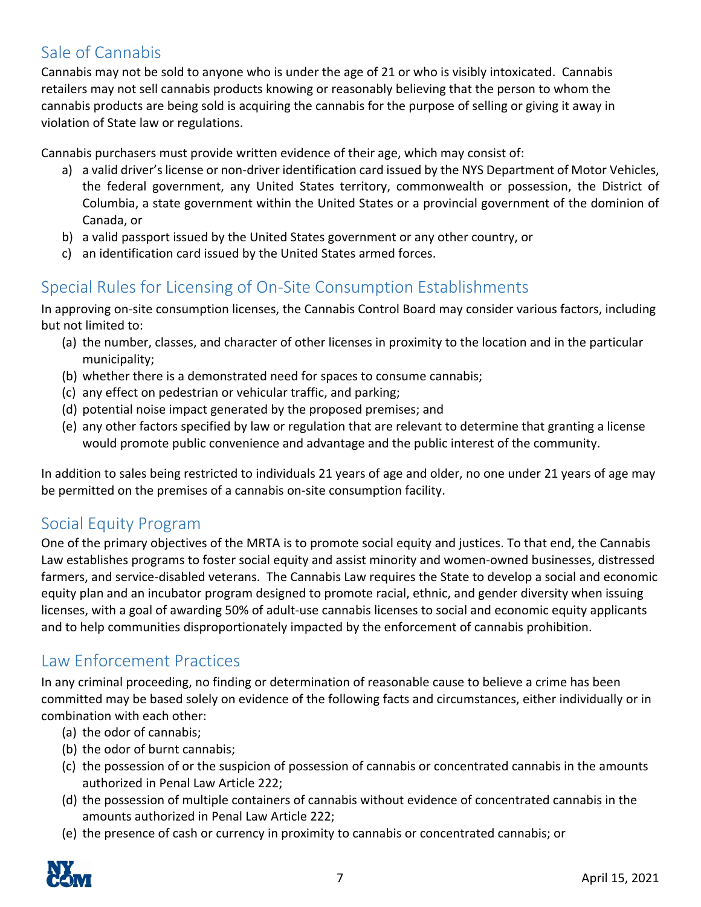## Sale of Cannabis

Cannabis may not be sold to anyone who is under the age of 21 or who is visibly intoxicated. Cannabis retailers may not sell cannabis products knowing or reasonably believing that the person to whom the cannabis products are being sold is acquiring the cannabis for the purpose of selling or giving it away in violation of State law or regulations.

Cannabis purchasers must provide written evidence of their age, which may consist of:

a) a valid driver's license or non-driver identification card issued by the NYS Department of Motor Vehicles, the federal government, any United States territory, commonwealth or possession, the District of Columbia, a state government within the United States or a provincial government of the dominion of Canada, or
b) a valid passport issued by the United States government or any other country, or
c) an identification card issued by the United States armed forces.

## Special Rules for Licensing of On-Site Consumption Establishments

In approving on-site consumption licenses, the Cannabis Control Board may consider various factors, including but not limited to:

(a) the number, classes, and character of other licenses in proximity to the location and in the particular municipality;
(b) whether there is a demonstrated need for spaces to consume cannabis;
(c) any effect on pedestrian or vehicular traffic, and parking;
(d) potential noise impact generated by the proposed premises; and
(e) any other factors specified by law or regulation that are relevant to determine that granting a license would promote public convenience and advantage and the public interest of the community.

In addition to sales being restricted to individuals 21 years of age and older, no one under 21 years of age may be permitted on the premises of a cannabis on-site consumption facility.

## Social Equity Program

One of the primary objectives of the MRTA is to promote social equity and justices. To that end, the Cannabis Law establishes programs to foster social equity and assist minority and women-owned businesses, distressed farmers, and service-disabled veterans. The Cannabis Law requires the State to develop a social and economic equity plan and an incubator program designed to promote racial, ethnic, and gender diversity when issuing licenses, with a goal of awarding 50% of adult-use cannabis licenses to social and economic equity applicants and to help communities disproportionately impacted by the enforcement of cannabis prohibition.

## Law Enforcement Practices

In any criminal proceeding, no finding or determination of reasonable cause to believe a crime has been committed may be based solely on evidence of the following facts and circumstances, either individually or in combination with each other:

(a) the odor of cannabis;
(b) the odor of burnt cannabis;
(c) the possession of or the suspicion of possession of cannabis or concentrated cannabis in the amounts authorized in Penal Law Article 222;
(d) the possession of multiple containers of cannabis without evidence of concentrated cannabis in the amounts authorized in Penal Law Article 222;
(e) the presence of cash or currency in proximity to cannabis or concentrated cannabis; or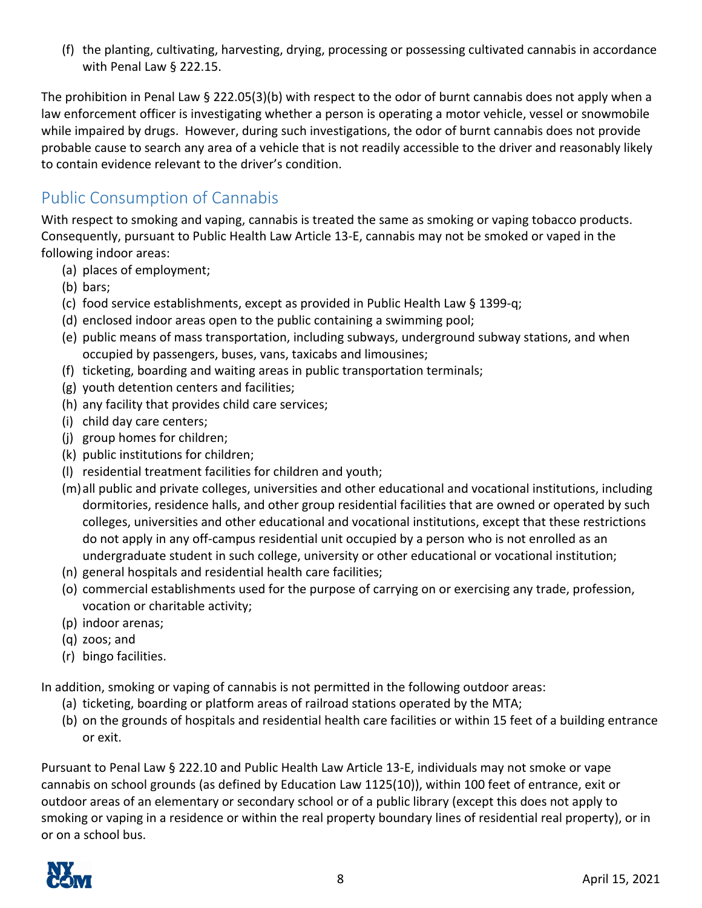(f) the planting, cultivating, harvesting, drying, processing or possessing cultivated cannabis in accordance with Penal Law § 222.15.

The prohibition in Penal Law § 222.05(3)(b) with respect to the odor of burnt cannabis does not apply when a law enforcement officer is investigating whether a person is operating a motor vehicle, vessel or snowmobile while impaired by drugs. However, during such investigations, the odor of burnt cannabis does not provide probable cause to search any area of a vehicle that is not readily accessible to the driver and reasonably likely to contain evidence relevant to the driver's condition.

## Public Consumption of Cannabis

With respect to smoking and vaping, cannabis is treated the same as smoking or vaping tobacco products. Consequently, pursuant to Public Health Law Article 13-E, cannabis may not be smoked or vaped in the following indoor areas:

(a) places of employment;
(b) bars;
(c) food service establishments, except as provided in Public Health Law § 1399-q;
(d) enclosed indoor areas open to the public containing a swimming pool;
(e) public means of mass transportation, including subways, underground subway stations, and when occupied by passengers, buses, vans, taxicabs and limousines;
(f) ticketing, boarding and waiting areas in public transportation terminals;
(g) youth detention centers and facilities;
(h) any facility that provides child care services;
(i) child day care centers;
(j) group homes for children;
(k) public institutions for children;
(l) residential treatment facilities for children and youth;
(m) all public and private colleges, universities and other educational and vocational institutions, including dormitories, residence halls, and other group residential facilities that are owned or operated by such colleges, universities and other educational and vocational institutions, except that these restrictions do not apply in any off-campus residential unit occupied by a person who is not enrolled as an undergraduate student in such college, university or other educational or vocational institution;
(n) general hospitals and residential health care facilities;
(o) commercial establishments used for the purpose of carrying on or exercising any trade, profession, vocation or charitable activity;
(p) indoor arenas;
(q) zoos; and
(r) bingo facilities.

In addition, smoking or vaping of cannabis is not permitted in the following outdoor areas:

(a) ticketing, boarding or platform areas of railroad stations operated by the MTA;
(b) on the grounds of hospitals and residential health care facilities or within 15 feet of a building entrance or exit.

Pursuant to Penal Law § 222.10 and Public Health Law Article 13-E, individuals may not smoke or vape cannabis on school grounds (as defined by Education Law 1125(10)), within 100 feet of entrance, exit or outdoor areas of an elementary or secondary school or of a public library (except this does not apply to smoking or vaping in a residence or within the real property boundary lines of residential real property), or in or on a school bus.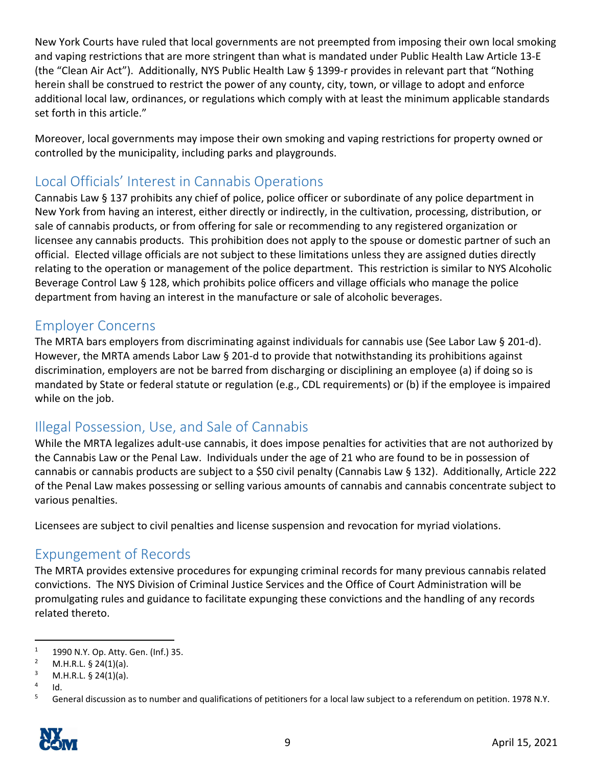New York Courts have ruled that local governments are not preempted from imposing their own local smoking and vaping restrictions that are more stringent than what is mandated under Public Health Law Article 13-E (the "Clean Air Act"). Additionally, NYS Public Health Law § 1399-r provides in relevant part that "Nothing herein shall be construed to restrict the power of any county, city, town, or village to adopt and enforce additional local law, ordinances, or regulations which comply with at least the minimum applicable standards set forth in this article."

Moreover, local governments may impose their own smoking and vaping restrictions for property owned or controlled by the municipality, including parks and playgrounds.

## Local Officials' Interest in Cannabis Operations

Cannabis Law § 137 prohibits any chief of police, police officer or subordinate of any police department in New York from having an interest, either directly or indirectly, in the cultivation, processing, distribution, or sale of cannabis products, or from offering for sale or recommending to any registered organization or licensee any cannabis products. This prohibition does not apply to the spouse or domestic partner of such an official. Elected village officials are not subject to these limitations unless they are assigned duties directly relating to the operation or management of the police department. This restriction is similar to NYS Alcoholic Beverage Control Law § 128, which prohibits police officers and village officials who manage the police department from having an interest in the manufacture or sale of alcoholic beverages.

## Employer Concerns

The MRTA bars employers from discriminating against individuals for cannabis use (See Labor Law § 201-d). However, the MRTA amends Labor Law § 201-d to provide that notwithstanding its prohibitions against discrimination, employers are not be barred from discharging or disciplining an employee (a) if doing so is mandated by State or federal statute or regulation (e.g., CDL requirements) or (b) if the employee is impaired while on the job.

## Illegal Possession, Use, and Sale of Cannabis

While the MRTA legalizes adult-use cannabis, it does impose penalties for activities that are not authorized by the Cannabis Law or the Penal Law. Individuals under the age of 21 who are found to be in possession of cannabis or cannabis products are subject to a $50 civil penalty (Cannabis Law § 132). Additionally, Article 222 of the Penal Law makes possessing or selling various amounts of cannabis and cannabis concentrate subject to various penalties.

Licensees are subject to civil penalties and license suspension and revocation for myriad violations.

## Expungement of Records

The MRTA provides extensive procedures for expunging criminal records for many previous cannabis related convictions. The NYS Division of Criminal Justice Services and the Office of Court Administration will be promulgating rules and guidance to facilitate expunging these convictions and the handling of any records related thereto.

---

[1] 1990 N.Y. Op. Atty. Gen. (Inf.) 35.

[2] M.H.R.L. § 24(1)(a).

[3] M.H.R.L. § 24(1)(a).

[4] Id.

[5] General discussion as to number and qualifications of petitioners for a local law subject to a referendum on petition. 1978 N.Y.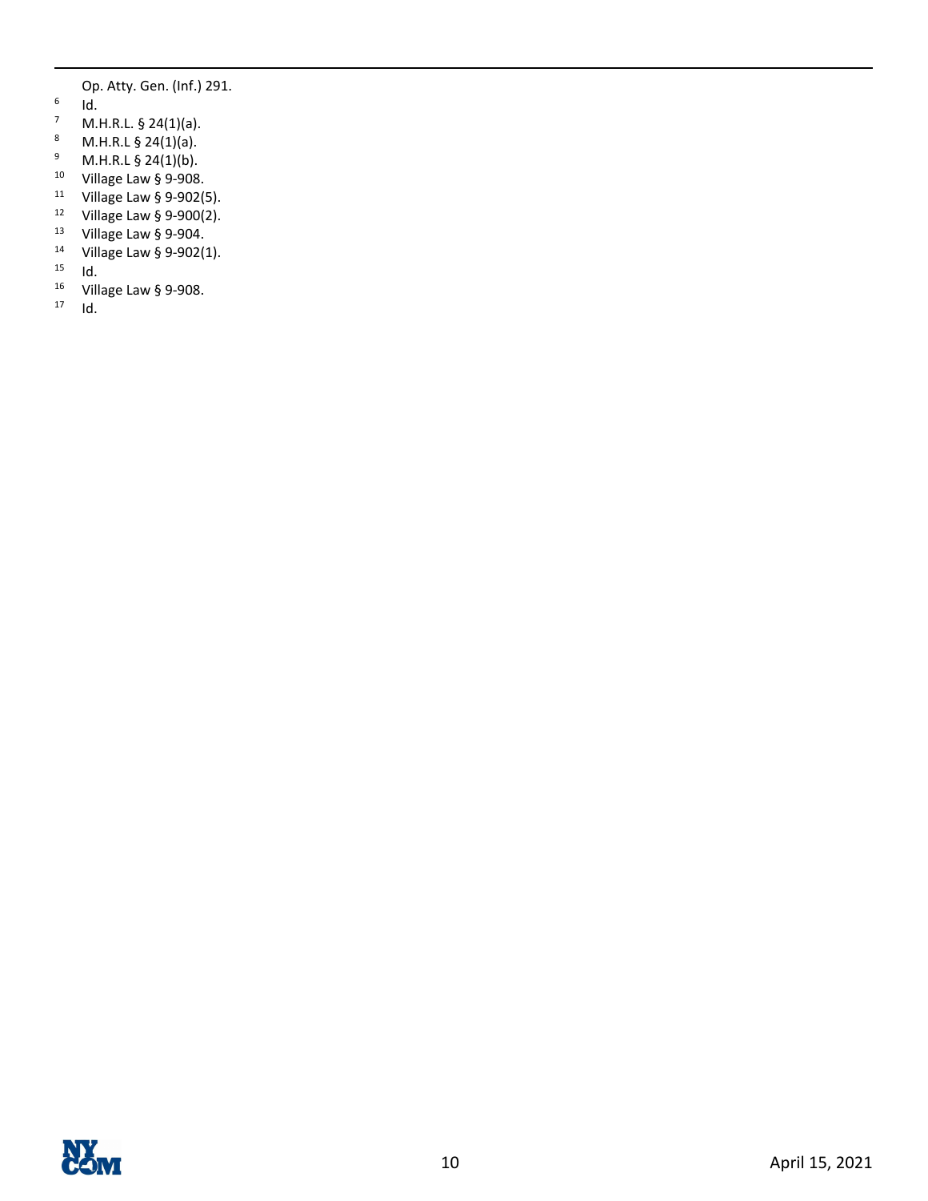Op. Atty. Gen. (Inf.) 291.

[6] Id.

[7] M.H.R.L. § 24(1)(a).

[8] M.H.R.L § 24(1)(a).

[9] M.H.R.L § 24(1)(b).

[10] Village Law § 9-908.

[11] Village Law § 9-902(5).

[12] Village Law § 9-900(2).

[13] Village Law § 9-904.

[14] Village Law § 9-902(1).

[15] Id.

[16] Village Law § 9-908.

[17] Id.